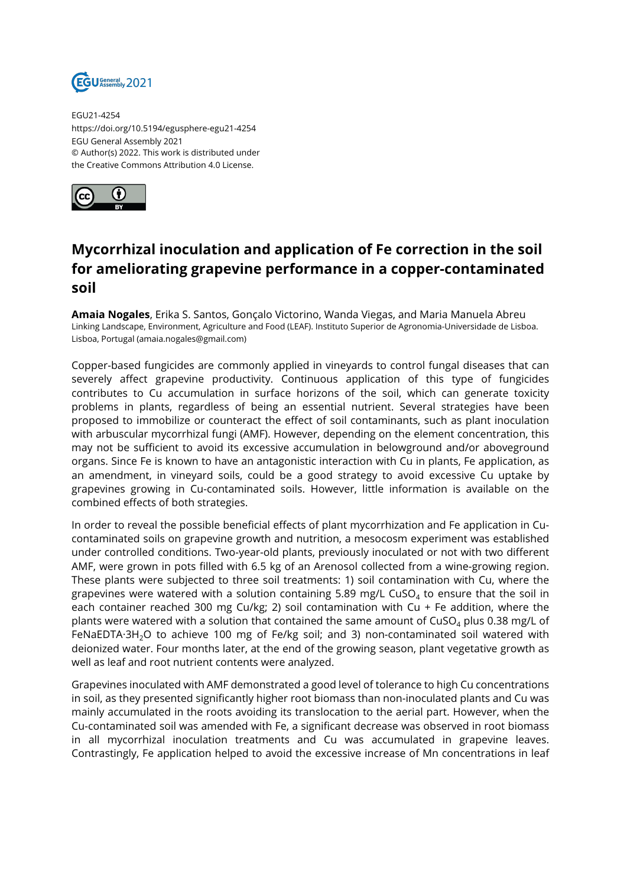EGU21-4254
https://doi.org/10.5194/egusphere-egu21-4254
EGU General Assembly 2021
© Author(s) 2022. This work is distributed under
the Creative Commons Attribution 4.0 License.

# Mycorrhizal inoculation and application of Fe correction in the soil for ameliorating grapevine performance in a copper-contaminated soil

**Amaia Nogales**, Erika S. Santos, Gonçalo Victorino, Wanda Viegas, and Maria Manuela Abreu
Linking Landscape, Environment, Agriculture and Food (LEAF). Instituto Superior de Agronomia-Universidade de Lisboa. Lisboa, Portugal (amaia.nogales@gmail.com)

Copper-based fungicides are commonly applied in vineyards to control fungal diseases that can severely affect grapevine productivity. Continuous application of this type of fungicides contributes to Cu accumulation in surface horizons of the soil, which can generate toxicity problems in plants, regardless of being an essential nutrient. Several strategies have been proposed to immobilize or counteract the effect of soil contaminants, such as plant inoculation with arbuscular mycorrhizal fungi (AMF). However, depending on the element concentration, this may not be sufficient to avoid its excessive accumulation in belowground and/or aboveground organs. Since Fe is known to have an antagonistic interaction with Cu in plants, Fe application, as an amendment, in vineyard soils, could be a good strategy to avoid excessive Cu uptake by grapevines growing in Cu-contaminated soils. However, little information is available on the combined effects of both strategies.

In order to reveal the possible beneficial effects of plant mycorrhization and Fe application in Cu-contaminated soils on grapevine growth and nutrition, a mesocosm experiment was established under controlled conditions. Two-year-old plants, previously inoculated or not with two different AMF, were grown in pots filled with 6.5 kg of an Arenosol collected from a wine-growing region. These plants were subjected to three soil treatments: 1) soil contamination with Cu, where the grapevines were watered with a solution containing 5.89 mg/L $CuSO_4$ to ensure that the soil in each container reached 300 mg Cu/kg; 2) soil contamination with Cu + Fe addition, where the plants were watered with a solution that contained the same amount of $CuSO_4$ plus 0.38 mg/L of $FeNaEDTA{\cdot}3H_2O$ to achieve 100 mg of Fe/kg soil; and 3) non-contaminated soil watered with deionized water. Four months later, at the end of the growing season, plant vegetative growth as well as leaf and root nutrient contents were analyzed.

Grapevines inoculated with AMF demonstrated a good level of tolerance to high Cu concentrations in soil, as they presented significantly higher root biomass than non-inoculated plants and Cu was mainly accumulated in the roots avoiding its translocation to the aerial part. However, when the Cu-contaminated soil was amended with Fe, a significant decrease was observed in root biomass in all mycorrhizal inoculation treatments and Cu was accumulated in grapevine leaves. Contrastingly, Fe application helped to avoid the excessive increase of Mn concentrations in leaf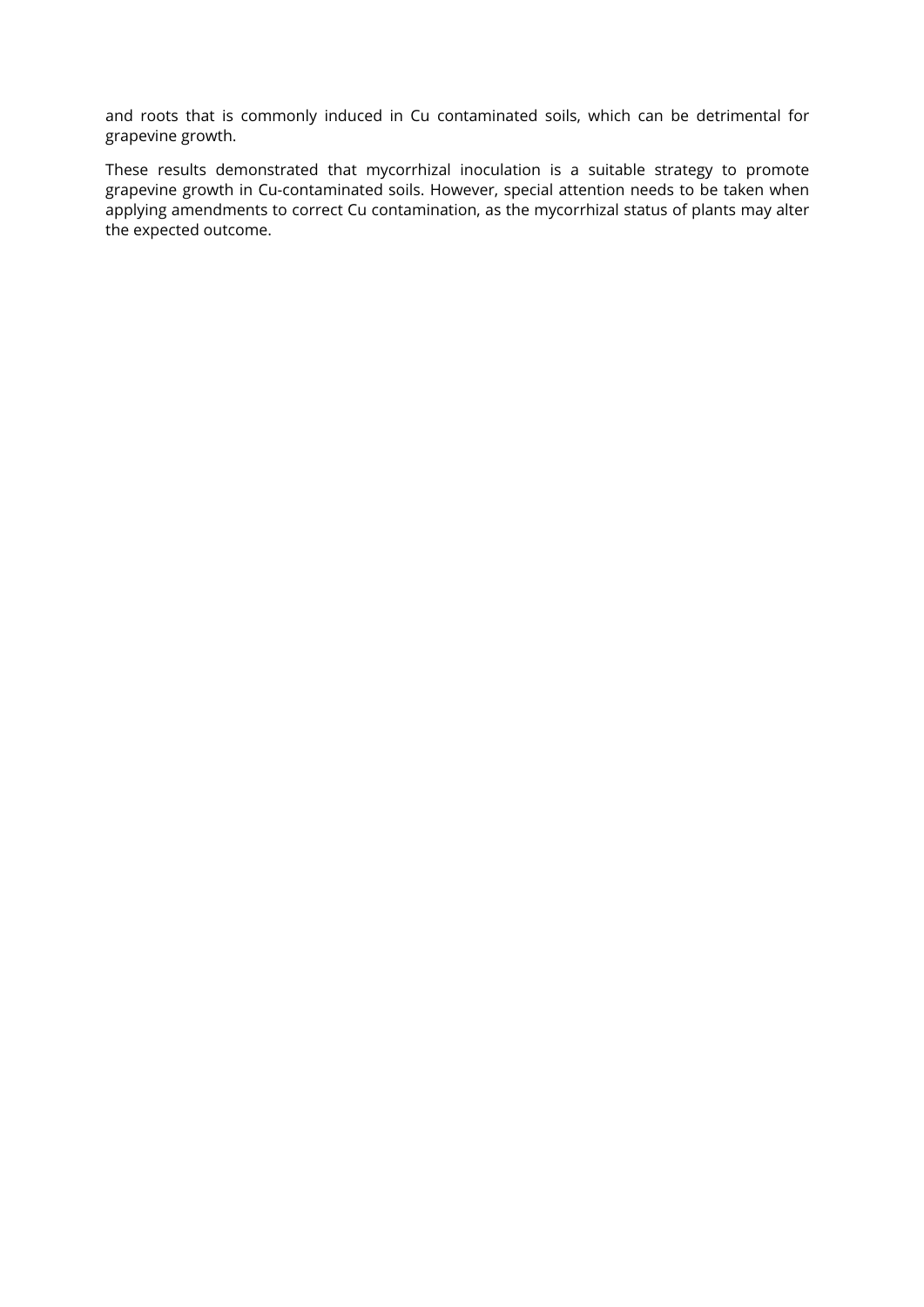and roots that is commonly induced in Cu contaminated soils, which can be detrimental for grapevine growth.

These results demonstrated that mycorrhizal inoculation is a suitable strategy to promote grapevine growth in Cu-contaminated soils. However, special attention needs to be taken when applying amendments to correct Cu contamination, as the mycorrhizal status of plants may alter the expected outcome.